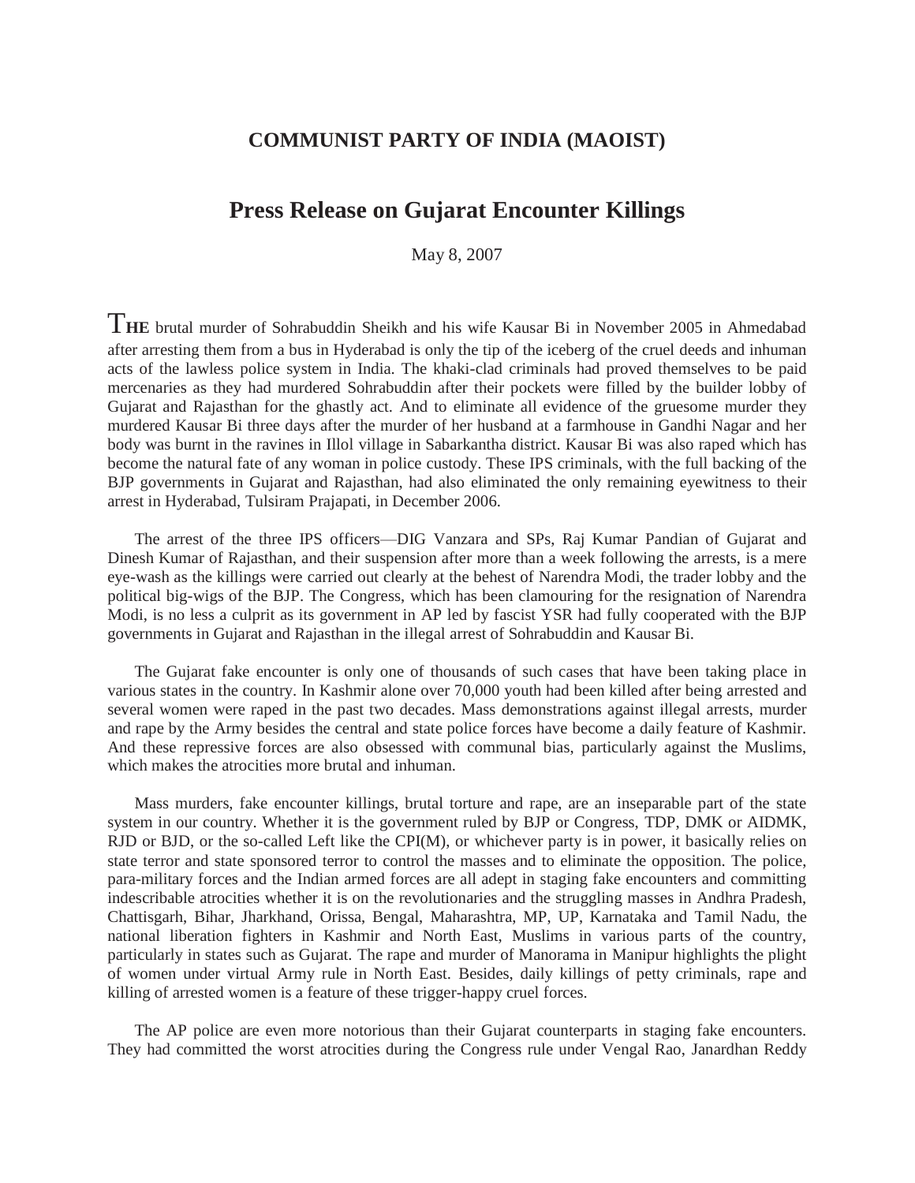# COMMUNIST PARTY OF INDIA (MAOIST)

## Press Release on Gujarat Encounter Killings

May 8, 2007

THE brutal murder of Sohrabuddin Sheikh and his wife Kausar Bi in November 2005 in Ahmedabad after arresting them from a bus in Hyderabad is only the tip of the iceberg of the cruel deeds and inhuman acts of the lawless police system in India. The khaki-clad criminals had proved themselves to be paid mercenaries as they had murdered Sohrabuddin after their pockets were filled by the builder lobby of Gujarat and Rajasthan for the ghastly act. And to eliminate all evidence of the gruesome murder they murdered Kausar Bi three days after the murder of her husband at a farmhouse in Gandhi Nagar and her body was burnt in the ravines in Illol village in Sabarkantha district. Kausar Bi was also raped which has become the natural fate of any woman in police custody. These IPS criminals, with the full backing of the BJP governments in Gujarat and Rajasthan, had also eliminated the only remaining eyewitness to their arrest in Hyderabad, Tulsiram Prajapati, in December 2006.

The arrest of the three IPS officers—DIG Vanzara and SPs, Raj Kumar Pandian of Gujarat and Dinesh Kumar of Rajasthan, and their suspension after more than a week following the arrests, is a mere eye-wash as the killings were carried out clearly at the behest of Narendra Modi, the trader lobby and the political big-wigs of the BJP. The Congress, which has been clamouring for the resignation of Narendra Modi, is no less a culprit as its government in AP led by fascist YSR had fully cooperated with the BJP governments in Gujarat and Rajasthan in the illegal arrest of Sohrabuddin and Kausar Bi.

The Gujarat fake encounter is only one of thousands of such cases that have been taking place in various states in the country. In Kashmir alone over 70,000 youth had been killed after being arrested and several women were raped in the past two decades. Mass demonstrations against illegal arrests, murder and rape by the Army besides the central and state police forces have become a daily feature of Kashmir. And these repressive forces are also obsessed with communal bias, particularly against the Muslims, which makes the atrocities more brutal and inhuman.

Mass murders, fake encounter killings, brutal torture and rape, are an inseparable part of the state system in our country. Whether it is the government ruled by BJP or Congress, TDP, DMK or AIDMK, RJD or BJD, or the so-called Left like the CPI(M), or whichever party is in power, it basically relies on state terror and state sponsored terror to control the masses and to eliminate the opposition. The police, para-military forces and the Indian armed forces are all adept in staging fake encounters and committing indescribable atrocities whether it is on the revolutionaries and the struggling masses in Andhra Pradesh, Chattisgarh, Bihar, Jharkhand, Orissa, Bengal, Maharashtra, MP, UP, Karnataka and Tamil Nadu, the national liberation fighters in Kashmir and North East, Muslims in various parts of the country, particularly in states such as Gujarat. The rape and murder of Manorama in Manipur highlights the plight of women under virtual Army rule in North East. Besides, daily killings of petty criminals, rape and killing of arrested women is a feature of these trigger-happy cruel forces.

The AP police are even more notorious than their Gujarat counterparts in staging fake encounters. They had committed the worst atrocities during the Congress rule under Vengal Rao, Janardhan Reddy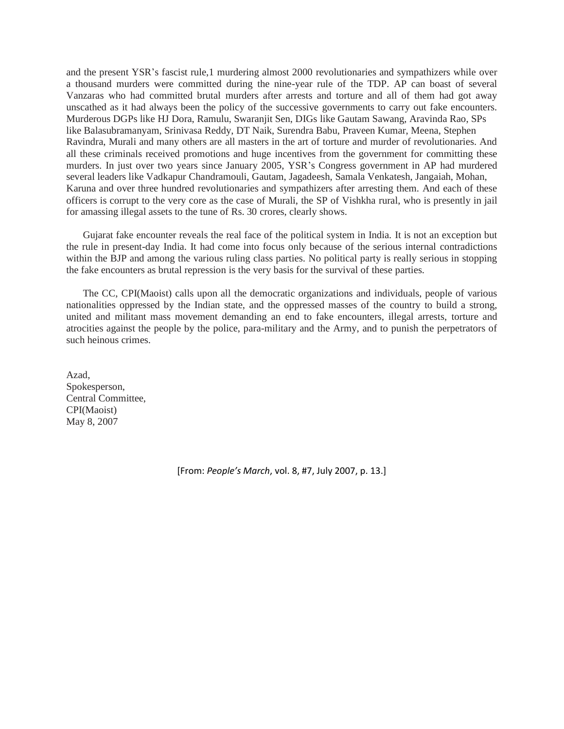and the present YSR's fascist rule,1 murdering almost 2000 revolutionaries and sympathizers while over a thousand murders were committed during the nine-year rule of the TDP. AP can boast of several Vanzaras who had committed brutal murders after arrests and torture and all of them had got away unscathed as it had always been the policy of the successive governments to carry out fake encounters. Murderous DGPs like HJ Dora, Ramulu, Swaranjit Sen, DIGs like Gautam Sawang, Aravinda Rao, SPs like Balasubramanyam, Srinivasa Reddy, DT Naik, Surendra Babu, Praveen Kumar, Meena, Stephen Ravindra, Murali and many others are all masters in the art of torture and murder of revolutionaries. And all these criminals received promotions and huge incentives from the government for committing these murders. In just over two years since January 2005, YSR's Congress government in AP had murdered several leaders like Vadkapur Chandramouli, Gautam, Jagadeesh, Samala Venkatesh, Jangaiah, Mohan, Karuna and over three hundred revolutionaries and sympathizers after arresting them. And each of these officers is corrupt to the very core as the case of Murali, the SP of Vishkha rural, who is presently in jail for amassing illegal assets to the tune of Rs. 30 crores, clearly shows.

Gujarat fake encounter reveals the real face of the political system in India. It is not an exception but the rule in present-day India. It had come into focus only because of the serious internal contradictions within the BJP and among the various ruling class parties. No political party is really serious in stopping the fake encounters as brutal repression is the very basis for the survival of these parties.

The CC, CPI(Maoist) calls upon all the democratic organizations and individuals, people of various nationalities oppressed by the Indian state, and the oppressed masses of the country to build a strong, united and militant mass movement demanding an end to fake encounters, illegal arrests, torture and atrocities against the people by the police, para-military and the Army, and to punish the perpetrators of such heinous crimes.

Azad,  
Spokesperson,  
Central Committee,  
CPI(Maoist)  
May 8, 2007

[From: *People's March*, vol. 8, #7, July 2007, p. 13.]